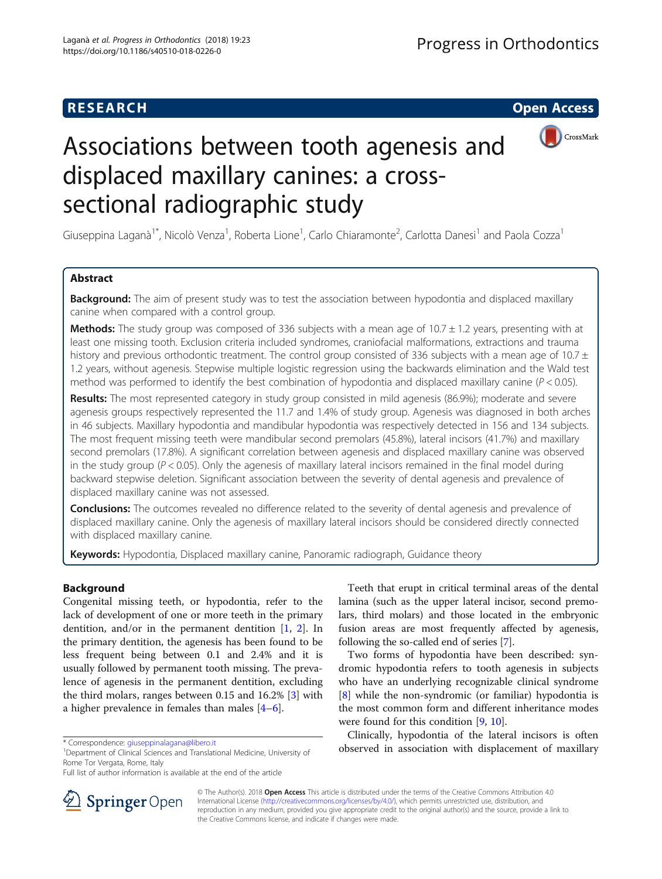RESEARCH

Open Access

# Associations between tooth agenesis and displaced maxillary canines: a cross-sectional radiographic study

Giuseppina Laganà[1*], Nicolò Venza[1], Roberta Lione[1], Carlo Chiaramonte[2], Carlotta Danesi[1] and Paola Cozza[1]

## Abstract

**Background:** The aim of present study was to test the association between hypodontia and displaced maxillary canine when compared with a control group.

**Methods:** The study group was composed of 336 subjects with a mean age of 10.7 ± 1.2 years, presenting with at least one missing tooth. Exclusion criteria included syndromes, craniofacial malformations, extractions and trauma history and previous orthodontic treatment. The control group consisted of 336 subjects with a mean age of 10.7 ± 1.2 years, without agenesis. Stepwise multiple logistic regression using the backwards elimination and the Wald test method was performed to identify the best combination of hypodontia and displaced maxillary canine ($P < 0.05$).

**Results:** The most represented category in study group consisted in mild agenesis (86.9%); moderate and severe agenesis groups respectively represented the 11.7 and 1.4% of study group. Agenesis was diagnosed in both arches in 46 subjects. Maxillary hypodontia and mandibular hypodontia was respectively detected in 156 and 134 subjects. The most frequent missing teeth were mandibular second premolars (45.8%), lateral incisors (41.7%) and maxillary second premolars (17.8%). A significant correlation between agenesis and displaced maxillary canine was observed in the study group ($P < 0.05$). Only the agenesis of maxillary lateral incisors remained in the final model during backward stepwise deletion. Significant association between the severity of dental agenesis and prevalence of displaced maxillary canine was not assessed.

**Conclusions:** The outcomes revealed no difference related to the severity of dental agenesis and prevalence of displaced maxillary canine. Only the agenesis of maxillary lateral incisors should be considered directly connected with displaced maxillary canine.

**Keywords:** Hypodontia, Displaced maxillary canine, Panoramic radiograph, Guidance theory

## Background

Congenital missing teeth, or hypodontia, refer to the lack of development of one or more teeth in the primary dentition, and/or in the permanent dentition [1, 2]. In the primary dentition, the agenesis has been found to be less frequent being between 0.1 and 2.4% and it is usually followed by permanent tooth missing. The prevalence of agenesis in the permanent dentition, excluding the third molars, ranges between 0.15 and 16.2% [3] with a higher prevalence in females than males [4–6].

Teeth that erupt in critical terminal areas of the dental lamina (such as the upper lateral incisor, second premolars, third molars) and those located in the embryonic fusion areas are most frequently affected by agenesis, following the so-called end of series [7].

Two forms of hypodontia have been described: syndromic hypodontia refers to tooth agenesis in subjects who have an underlying recognizable clinical syndrome [8] while the non-syndromic (or familiar) hypodontia is the most common form and different inheritance modes were found for this condition [9, 10].

Clinically, hypodontia of the lateral incisors is often observed in association with displacement of maxillary

\* Correspondence: giuseppinalagana@libero.it

[1]Department of Clinical Sciences and Translational Medicine, University of Rome Tor Vergata, Rome, Italy

Full list of author information is available at the end of the article

© The Author(s). 2018 **Open Access** This article is distributed under the terms of the Creative Commons Attribution 4.0 International License (http://creativecommons.org/licenses/by/4.0/), which permits unrestricted use, distribution, and reproduction in any medium, provided you give appropriate credit to the original author(s) and the source, provide a link to the Creative Commons license, and indicate if changes were made.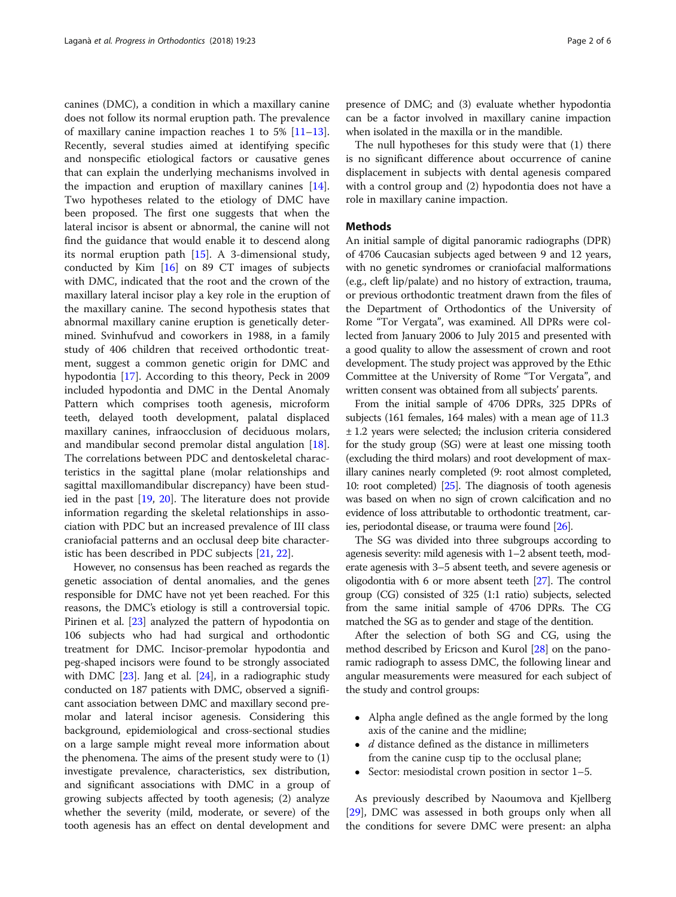canines (DMC), a condition in which a maxillary canine does not follow its normal eruption path. The prevalence of maxillary canine impaction reaches 1 to 5% [11–13]. Recently, several studies aimed at identifying specific and nonspecific etiological factors or causative genes that can explain the underlying mechanisms involved in the impaction and eruption of maxillary canines [14]. Two hypotheses related to the etiology of DMC have been proposed. The first one suggests that when the lateral incisor is absent or abnormal, the canine will not find the guidance that would enable it to descend along its normal eruption path [15]. A 3-dimensional study, conducted by Kim [16] on 89 CT images of subjects with DMC, indicated that the root and the crown of the maxillary lateral incisor play a key role in the eruption of the maxillary canine. The second hypothesis states that abnormal maxillary canine eruption is genetically determined. Svinhufvud and coworkers in 1988, in a family study of 406 children that received orthodontic treatment, suggest a common genetic origin for DMC and hypodontia [17]. According to this theory, Peck in 2009 included hypodontia and DMC in the Dental Anomaly Pattern which comprises tooth agenesis, microform teeth, delayed tooth development, palatal displaced maxillary canines, infraocclusion of deciduous molars, and mandibular second premolar distal angulation [18]. The correlations between PDC and dentoskeletal characteristics in the sagittal plane (molar relationships and sagittal maxillomandibular discrepancy) have been studied in the past [19, 20]. The literature does not provide information regarding the skeletal relationships in association with PDC but an increased prevalence of III class craniofacial patterns and an occlusal deep bite characteristic has been described in PDC subjects [21, 22].

However, no consensus has been reached as regards the genetic association of dental anomalies, and the genes responsible for DMC have not yet been reached. For this reasons, the DMC's etiology is still a controversial topic. Pirinen et al. [23] analyzed the pattern of hypodontia on 106 subjects who had had surgical and orthodontic treatment for DMC. Incisor-premolar hypodontia and peg-shaped incisors were found to be strongly associated with DMC [23]. Jang et al. [24], in a radiographic study conducted on 187 patients with DMC, observed a significant association between DMC and maxillary second premolar and lateral incisor agenesis. Considering this background, epidemiological and cross-sectional studies on a large sample might reveal more information about the phenomena. The aims of the present study were to (1) investigate prevalence, characteristics, sex distribution, and significant associations with DMC in a group of growing subjects affected by tooth agenesis; (2) analyze whether the severity (mild, moderate, or severe) of the tooth agenesis has an effect on dental development and presence of DMC; and (3) evaluate whether hypodontia can be a factor involved in maxillary canine impaction when isolated in the maxilla or in the mandible.

The null hypotheses for this study were that (1) there is no significant difference about occurrence of canine displacement in subjects with dental agenesis compared with a control group and (2) hypodontia does not have a role in maxillary canine impaction.

## Methods

An initial sample of digital panoramic radiographs (DPR) of 4706 Caucasian subjects aged between 9 and 12 years, with no genetic syndromes or craniofacial malformations (e.g., cleft lip/palate) and no history of extraction, trauma, or previous orthodontic treatment drawn from the files of the Department of Orthodontics of the University of Rome "Tor Vergata", was examined. All DPRs were collected from January 2006 to July 2015 and presented with a good quality to allow the assessment of crown and root development. The study project was approved by the Ethic Committee at the University of Rome "Tor Vergata", and written consent was obtained from all subjects' parents.

From the initial sample of 4706 DPRs, 325 DPRs of subjects (161 females, 164 males) with a mean age of 11.3 ± 1.2 years were selected; the inclusion criteria considered for the study group (SG) were at least one missing tooth (excluding the third molars) and root development of maxillary canines nearly completed (9: root almost completed, 10: root completed) [25]. The diagnosis of tooth agenesis was based on when no sign of crown calcification and no evidence of loss attributable to orthodontic treatment, caries, periodontal disease, or trauma were found [26].

The SG was divided into three subgroups according to agenesis severity: mild agenesis with 1–2 absent teeth, moderate agenesis with 3–5 absent teeth, and severe agenesis or oligodontia with 6 or more absent teeth [27]. The control group (CG) consisted of 325 (1:1 ratio) subjects, selected from the same initial sample of 4706 DPRs. The CG matched the SG as to gender and stage of the dentition.

After the selection of both SG and CG, using the method described by Ericson and Kurol [28] on the panoramic radiograph to assess DMC, the following linear and angular measurements were measured for each subject of the study and control groups:

- Alpha angle defined as the angle formed by the long axis of the canine and the midline;
- *d* distance defined as the distance in millimeters from the canine cusp tip to the occlusal plane;
- Sector: mesiodistal crown position in sector 1–5.

As previously described by Naoumova and Kjellberg [29], DMC was assessed in both groups only when all the conditions for severe DMC were present: an alpha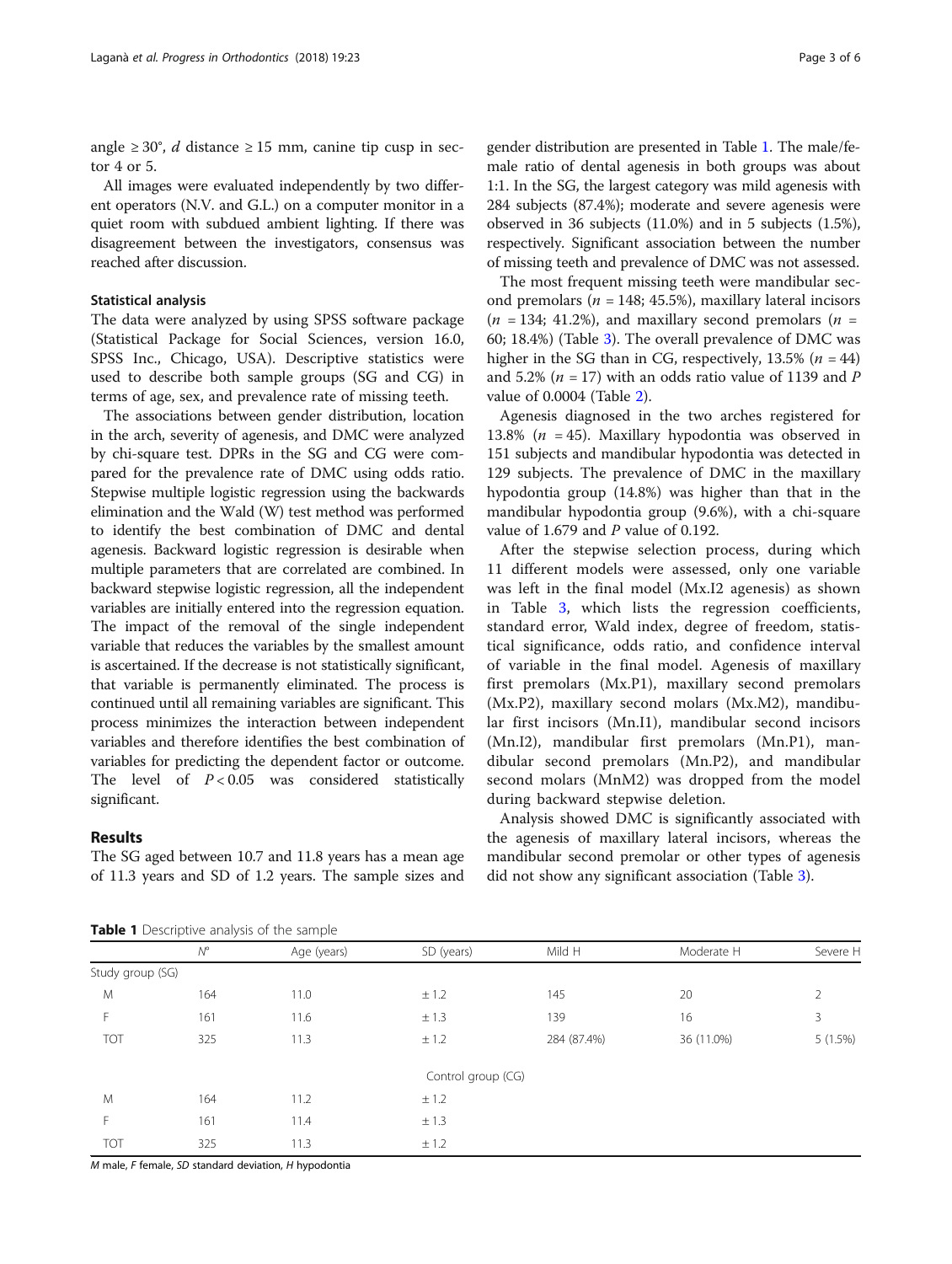angle ≥ 30°, *d* distance ≥ 15 mm, canine tip cusp in sector 4 or 5.

All images were evaluated independently by two different operators (N.V. and G.L.) on a computer monitor in a quiet room with subdued ambient lighting. If there was disagreement between the investigators, consensus was reached after discussion.

### Statistical analysis

The data were analyzed by using SPSS software package (Statistical Package for Social Sciences, version 16.0, SPSS Inc., Chicago, USA). Descriptive statistics were used to describe both sample groups (SG and CG) in terms of age, sex, and prevalence rate of missing teeth.

The associations between gender distribution, location in the arch, severity of agenesis, and DMC were analyzed by chi-square test. DPRs in the SG and CG were compared for the prevalence rate of DMC using odds ratio. Stepwise multiple logistic regression using the backwards elimination and the Wald (W) test method was performed to identify the best combination of DMC and dental agenesis. Backward logistic regression is desirable when multiple parameters that are correlated are combined. In backward stepwise logistic regression, all the independent variables are initially entered into the regression equation. The impact of the removal of the single independent variable that reduces the variables by the smallest amount is ascertained. If the decrease is not statistically significant, that variable is permanently eliminated. The process is continued until all remaining variables are significant. This process minimizes the interaction between independent variables and therefore identifies the best combination of variables for predicting the dependent factor or outcome. The level of $P < 0.05$ was considered statistically significant.

## Results

The SG aged between 10.7 and 11.8 years has a mean age of 11.3 years and SD of 1.2 years. The sample sizes and gender distribution are presented in Table 1. The male/female ratio of dental agenesis in both groups was about 1:1. In the SG, the largest category was mild agenesis with 284 subjects (87.4%); moderate and severe agenesis were observed in 36 subjects (11.0%) and in 5 subjects (1.5%), respectively. Significant association between the number of missing teeth and prevalence of DMC was not assessed.

The most frequent missing teeth were mandibular second premolars ($n = 148$; 45.5%), maxillary lateral incisors ($n = 134$; 41.2%), and maxillary second premolars ($n = 60$; 18.4%) (Table 3). The overall prevalence of DMC was higher in the SG than in CG, respectively, 13.5% ($n = 44$) and 5.2% ($n = 17$) with an odds ratio value of 1139 and *P* value of 0.0004 (Table 2).

Agenesis diagnosed in the two arches registered for 13.8% ($n = 45$). Maxillary hypodontia was observed in 151 subjects and mandibular hypodontia was detected in 129 subjects. The prevalence of DMC in the maxillary hypodontia group (14.8%) was higher than that in the mandibular hypodontia group (9.6%), with a chi-square value of 1.679 and *P* value of 0.192.

After the stepwise selection process, during which 11 different models were assessed, only one variable was left in the final model (Mx.I2 agenesis) as shown in Table 3, which lists the regression coefficients, standard error, Wald index, degree of freedom, statistical significance, odds ratio, and confidence interval of variable in the final model. Agenesis of maxillary first premolars (Mx.P1), maxillary second premolars (Mx.P2), maxillary second molars (Mx.M2), mandibular first incisors (Mn.I1), mandibular second incisors (Mn.I2), mandibular first premolars (Mn.P1), mandibular second premolars (Mn.P2), and mandibular second molars (MnM2) was dropped from the model during backward stepwise deletion.

Analysis showed DMC is significantly associated with the agenesis of maxillary lateral incisors, whereas the mandibular second premolar or other types of agenesis did not show any significant association (Table 3).

**Table 1** Descriptive analysis of the sample

| | N° | Age (years) | SD (years) | Mild H | Moderate H | Severe H |
|---|---|---|---|---|---|---|
| Study group (SG) | | | | | | |
| M | 164 | 11.0 | ± 1.2 | 145 | 20 | 2 |
| F | 161 | 11.6 | ± 1.3 | 139 | 16 | 3 |
| TOT | 325 | 11.3 | ± 1.2 | 284 (87.4%) | 36 (11.0%) | 5 (1.5%) |
| | | | Control group (CG) | | | |
| M | 164 | 11.2 | ± 1.2 | | | |
| F | 161 | 11.4 | ± 1.3 | | | |
| TOT | 325 | 11.3 | ± 1.2 | | | |

*M* male, *F* female, *SD* standard deviation, *H* hypodontia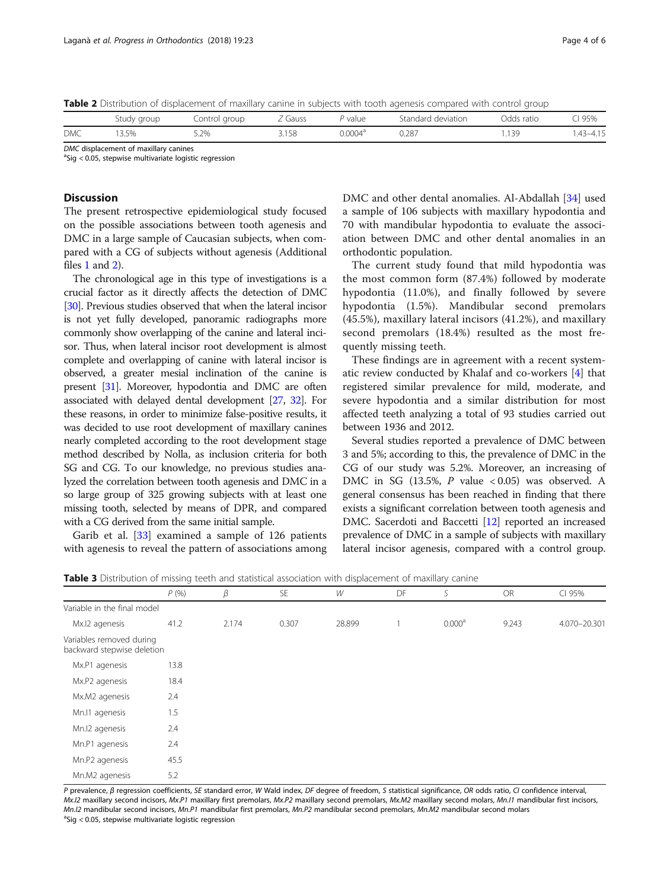**Table 2** Distribution of displacement of maxillary canine in subjects with tooth agenesis compared with control group

| | Study group | Control group | Z Gauss | P value | Standard deviation | Odds ratio | CI 95% |
|---|---|---|---|---|---|---|---|
| DMC | 13.5% | 5.2% | 3.158 | 0.0004[a] | 0.287 | 1.139 | 1.43–4.15 |

*DMC* displacement of maxillary canines
[a]Sig < 0.05, stepwise multivariate logistic regression

## Discussion

The present retrospective epidemiological study focused on the possible associations between tooth agenesis and DMC in a large sample of Caucasian subjects, when compared with a CG of subjects without agenesis (Additional files 1 and 2).

The chronological age in this type of investigations is a crucial factor as it directly affects the detection of DMC [30]. Previous studies observed that when the lateral incisor is not yet fully developed, panoramic radiographs more commonly show overlapping of the canine and lateral incisor. Thus, when lateral incisor root development is almost complete and overlapping of canine with lateral incisor is observed, a greater mesial inclination of the canine is present [31]. Moreover, hypodontia and DMC are often associated with delayed dental development [27, 32]. For these reasons, in order to minimize false-positive results, it was decided to use root development of maxillary canines nearly completed according to the root development stage method described by Nolla, as inclusion criteria for both SG and CG. To our knowledge, no previous studies analyzed the correlation between tooth agenesis and DMC in a so large group of 325 growing subjects with at least one missing tooth, selected by means of DPR, and compared with a CG derived from the same initial sample.

Garib et al. [33] examined a sample of 126 patients with agenesis to reveal the pattern of associations among DMC and other dental anomalies. Al-Abdallah [34] used a sample of 106 subjects with maxillary hypodontia and 70 with mandibular hypodontia to evaluate the association between DMC and other dental anomalies in an orthodontic population.

The current study found that mild hypodontia was the most common form (87.4%) followed by moderate hypodontia (11.0%), and finally followed by severe hypodontia (1.5%). Mandibular second premolars (45.5%), maxillary lateral incisors (41.2%), and maxillary second premolars (18.4%) resulted as the most frequently missing teeth.

These findings are in agreement with a recent systematic review conducted by Khalaf and co-workers [4] that registered similar prevalence for mild, moderate, and severe hypodontia and a similar distribution for most affected teeth analyzing a total of 93 studies carried out between 1936 and 2012.

Several studies reported a prevalence of DMC between 3 and 5%; according to this, the prevalence of DMC in the CG of our study was 5.2%. Moreover, an increasing of DMC in SG (13.5%, *P* value < 0.05) was observed. A general consensus has been reached in finding that there exists a significant correlation between tooth agenesis and DMC. Sacerdoti and Baccetti [12] reported an increased prevalence of DMC in a sample of subjects with maxillary lateral incisor agenesis, compared with a control group.

**Table 3** Distribution of missing teeth and statistical association with displacement of maxillary canine

| | P (%) | β | SE | W | DF | S | OR | CI 95% |
|---|---|---|---|---|---|---|---|---|
| Variable in the final model | | | | | | | | |
| Mx.I2 agenesis | 41.2 | 2.174 | 0.307 | 28.899 | 1 | 0.000[a] | 9.243 | 4.070–20.301 |
| Variables removed during backward stepwise deletion | | | | | | | | |
| Mx.P1 agenesis | 13.8 | | | | | | | |
| Mx.P2 agenesis | 18.4 | | | | | | | |
| Mx.M2 agenesis | 2.4 | | | | | | | |
| Mn.I1 agenesis | 1.5 | | | | | | | |
| Mn.I2 agenesis | 2.4 | | | | | | | |
| Mn.P1 agenesis | 2.4 | | | | | | | |
| Mn.P2 agenesis | 45.5 | | | | | | | |
| Mn.M2 agenesis | 5.2 | | | | | | | |

*P* prevalence, *β* regression coefficients, *SE* standard error, *W* Wald index, *DF* degree of freedom, *S* statistical significance, *OR* odds ratio, *CI* confidence interval, *Mx.I2* maxillary second incisors, *Mx.P1* maxillary first premolars, *Mx.P2* maxillary second premolars, *Mx.M2* maxillary second molars, *Mn.I1* mandibular first incisors, *Mn.I2* mandibular second incisors, *Mn.P1* mandibular first premolars, *Mn.P2* mandibular second premolars, *Mn.M2* mandibular second molars
[a]Sig < 0.05, stepwise multivariate logistic regression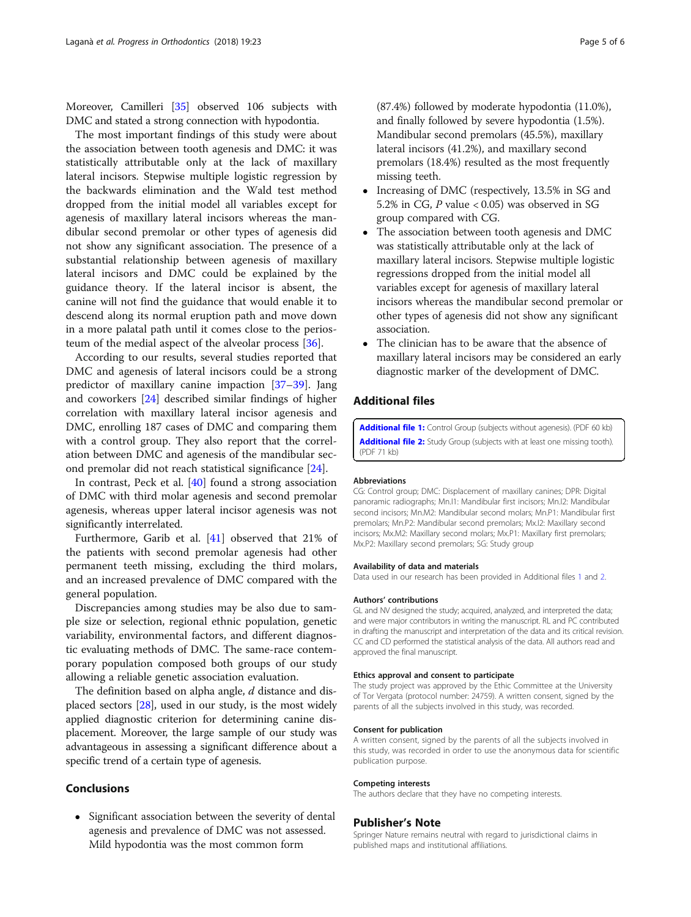Moreover, Camilleri [35] observed 106 subjects with DMC and stated a strong connection with hypodontia.

The most important findings of this study were about the association between tooth agenesis and DMC: it was statistically attributable only at the lack of maxillary lateral incisors. Stepwise multiple logistic regression by the backwards elimination and the Wald test method dropped from the initial model all variables except for agenesis of maxillary lateral incisors whereas the mandibular second premolar or other types of agenesis did not show any significant association. The presence of a substantial relationship between agenesis of maxillary lateral incisors and DMC could be explained by the guidance theory. If the lateral incisor is absent, the canine will not find the guidance that would enable it to descend along its normal eruption path and move down in a more palatal path until it comes close to the periosteum of the medial aspect of the alveolar process [36].

According to our results, several studies reported that DMC and agenesis of lateral incisors could be a strong predictor of maxillary canine impaction [37–39]. Jang and coworkers [24] described similar findings of higher correlation with maxillary lateral incisor agenesis and DMC, enrolling 187 cases of DMC and comparing them with a control group. They also report that the correlation between DMC and agenesis of the mandibular second premolar did not reach statistical significance [24].

In contrast, Peck et al. [40] found a strong association of DMC with third molar agenesis and second premolar agenesis, whereas upper lateral incisor agenesis was not significantly interrelated.

Furthermore, Garib et al. [41] observed that 21% of the patients with second premolar agenesis had other permanent teeth missing, excluding the third molars, and an increased prevalence of DMC compared with the general population.

Discrepancies among studies may be also due to sample size or selection, regional ethnic population, genetic variability, environmental factors, and different diagnostic evaluating methods of DMC. The same-race contemporary population composed both groups of our study allowing a reliable genetic association evaluation.

The definition based on alpha angle, $d$ distance and displaced sectors [28], used in our study, is the most widely applied diagnostic criterion for determining canine displacement. Moreover, the large sample of our study was advantageous in assessing a significant difference about a specific trend of a certain type of agenesis.

## Conclusions

- Significant association between the severity of dental agenesis and prevalence of DMC was not assessed. Mild hypodontia was the most common form (87.4%) followed by moderate hypodontia (11.0%), and finally followed by severe hypodontia (1.5%). Mandibular second premolars (45.5%), maxillary lateral incisors (41.2%), and maxillary second premolars (18.4%) resulted as the most frequently missing teeth.
- Increasing of DMC (respectively, 13.5% in SG and 5.2% in CG, $P$ value $< 0.05$) was observed in SG group compared with CG.
- The association between tooth agenesis and DMC was statistically attributable only at the lack of maxillary lateral incisors. Stepwise multiple logistic regressions dropped from the initial model all variables except for agenesis of maxillary lateral incisors whereas the mandibular second premolar or other types of agenesis did not show any significant association.
- The clinician has to be aware that the absence of maxillary lateral incisors may be considered an early diagnostic marker of the development of DMC.

## Additional files

**Additional file 1:** Control Group (subjects without agenesis). (PDF 60 kb)
**Additional file 2:** Study Group (subjects with at least one missing tooth). (PDF 71 kb)

#### Abbreviations

CG: Control group; DMC: Displacement of maxillary canines; DPR: Digital panoramic radiographs; Mn.I1: Mandibular first incisors; Mn.I2: Mandibular second incisors; Mn.M2: Mandibular second molars; Mn.P1: Mandibular first premolars; Mn.P2: Mandibular second premolars; Mx.I2: Maxillary second incisors; Mx.M2: Maxillary second molars; Mx.P1: Maxillary first premolars; Mx.P2: Maxillary second premolars; SG: Study group

#### Availability of data and materials

Data used in our research has been provided in Additional files 1 and 2.

#### Authors' contributions

GL and NV designed the study; acquired, analyzed, and interpreted the data; and were major contributors in writing the manuscript. RL and PC contributed in drafting the manuscript and interpretation of the data and its critical revision. CC and CD performed the statistical analysis of the data. All authors read and approved the final manuscript.

#### Ethics approval and consent to participate

The study project was approved by the Ethic Committee at the University of Tor Vergata (protocol number: 24759). A written consent, signed by the parents of all the subjects involved in this study, was recorded.

#### Consent for publication

A written consent, signed by the parents of all the subjects involved in this study, was recorded in order to use the anonymous data for scientific publication purpose.

#### Competing interests

The authors declare that they have no competing interests.

## Publisher's Note

Springer Nature remains neutral with regard to jurisdictional claims in published maps and institutional affiliations.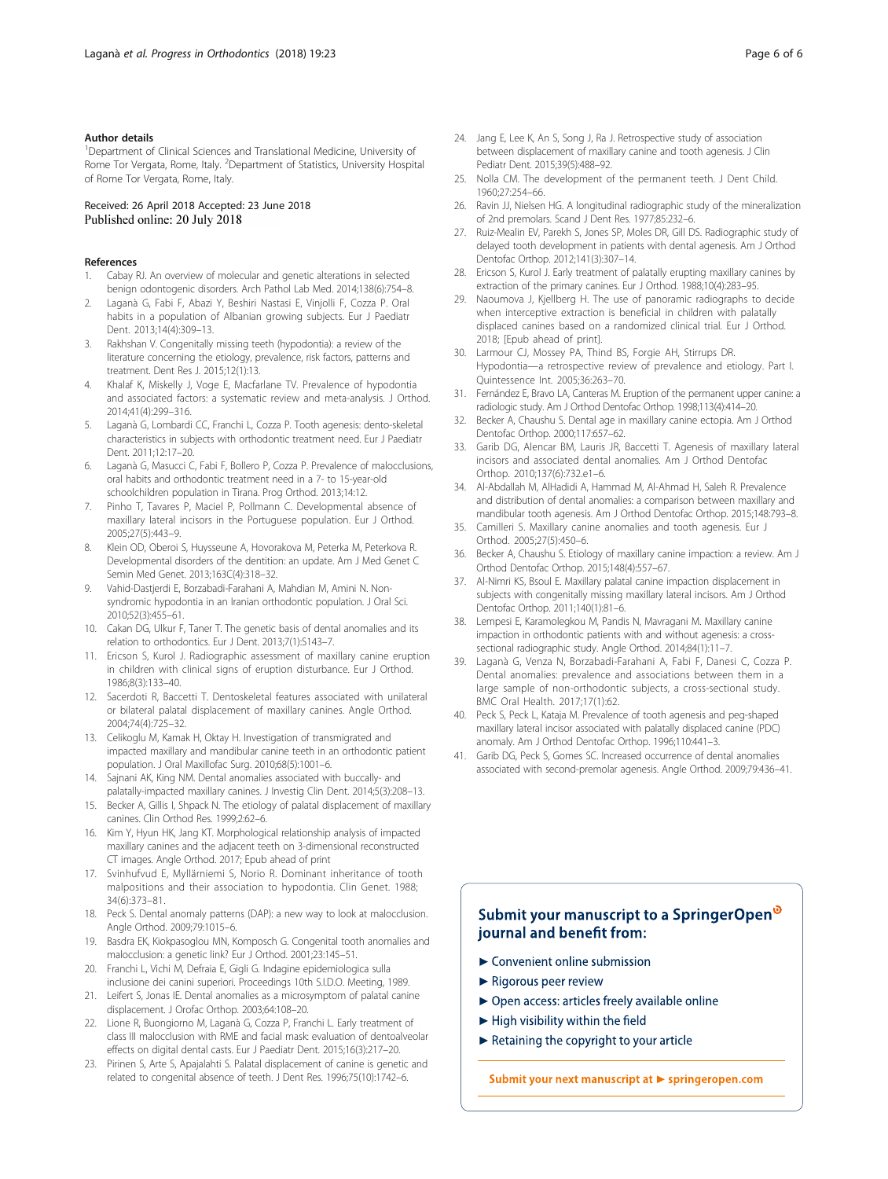#### Author details

[1]Department of Clinical Sciences and Translational Medicine, University of Rome Tor Vergata, Rome, Italy. [2]Department of Statistics, University Hospital of Rome Tor Vergata, Rome, Italy.

Received: 26 April 2018 Accepted: 23 June 2018
Published online: 20 July 2018

#### References

1. Cabay RJ. An overview of molecular and genetic alterations in selected benign odontogenic disorders. Arch Pathol Lab Med. 2014;138(6):754–8.
2. Laganà G, Fabi F, Abazi Y, Beshiri Nastasi E, Vinjolli F, Cozza P. Oral habits in a population of Albanian growing subjects. Eur J Paediatr Dent. 2013;14(4):309–13.
3. Rakhshan V. Congenitally missing teeth (hypodontia): a review of the literature concerning the etiology, prevalence, risk factors, patterns and treatment. Dent Res J. 2015;12(1):13.
4. Khalaf K, Miskelly J, Voge E, Macfarlane TV. Prevalence of hypodontia and associated factors: a systematic review and meta-analysis. J Orthod. 2014;41(4):299–316.
5. Laganà G, Lombardi CC, Franchi L, Cozza P. Tooth agenesis: dento-skeletal characteristics in subjects with orthodontic treatment need. Eur J Paediatr Dent. 2011;12:17–20.
6. Laganà G, Masucci C, Fabi F, Bollero P, Cozza P. Prevalence of malocclusions, oral habits and orthodontic treatment need in a 7- to 15-year-old schoolchildren population in Tirana. Prog Orthod. 2013;14:12.
7. Pinho T, Tavares P, Maciel P, Pollmann C. Developmental absence of maxillary lateral incisors in the Portuguese population. Eur J Orthod. 2005;27(5):443–9.
8. Klein OD, Oberoi S, Huysseune A, Hovorakova M, Peterka M, Peterkova R. Developmental disorders of the dentition: an update. Am J Med Genet C Semin Med Genet. 2013;163C(4):318–32.
9. Vahid-Dastjerdi E, Borzabadi-Farahani A, Mahdian M, Amini N. Non-syndromic hypodontia in an Iranian orthodontic population. J Oral Sci. 2010;52(3):455–61.
10. Cakan DG, Ulkur F, Taner T. The genetic basis of dental anomalies and its relation to orthodontics. Eur J Dent. 2013;7(1):S143–7.
11. Ericson S, Kurol J. Radiographic assessment of maxillary canine eruption in children with clinical signs of eruption disturbance. Eur J Orthod. 1986;8(3):133–40.
12. Sacerdoti R, Baccetti T. Dentoskeletal features associated with unilateral or bilateral palatal displacement of maxillary canines. Angle Orthod. 2004;74(4):725–32.
13. Celikoglu M, Kamak H, Oktay H. Investigation of transmigrated and impacted maxillary and mandibular canine teeth in an orthodontic patient population. J Oral Maxillofac Surg. 2010;68(5):1001–6.
14. Sajnani AK, King NM. Dental anomalies associated with buccally- and palatally-impacted maxillary canines. J Investig Clin Dent. 2014;5(3):208–13.
15. Becker A, Gillis I, Shpack N. The etiology of palatal displacement of maxillary canines. Clin Orthod Res. 1999;2:62–6.
16. Kim Y, Hyun HK, Jang KT. Morphological relationship analysis of impacted maxillary canines and the adjacent teeth on 3-dimensional reconstructed CT images. Angle Orthod. 2017; Epub ahead of print
17. Svinhufvud E, Myllärniemi S, Norio R. Dominant inheritance of tooth malpositions and their association to hypodontia. Clin Genet. 1988; 34(6):373–81.
18. Peck S. Dental anomaly patterns (DAP): a new way to look at malocclusion. Angle Orthod. 2009;79:1015–6.
19. Basdra EK, Kiokpasoglou MN, Komposch G. Congenital tooth anomalies and malocclusion: a genetic link? Eur J Orthod. 2001;23:145–51.
20. Franchi L, Vichi M, Defraia E, Gigli G. Indagine epidemiologica sulla inclusione dei canini superiori. Proceedings 10th S.I.D.O. Meeting, 1989.
21. Leifert S, Jonas IE. Dental anomalies as a microsymptom of palatal canine displacement. J Orofac Orthop. 2003;64:108–20.
22. Lione R, Buongiorno M, Laganà G, Cozza P, Franchi L. Early treatment of class III malocclusion with RME and facial mask: evaluation of dentoalveolar effects on digital dental casts. Eur J Paediatr Dent. 2015;16(3):217–20.
23. Pirinen S, Arte S, Apajalahti S. Palatal displacement of canine is genetic and related to congenital absence of teeth. J Dent Res. 1996;75(10):1742–6.
24. Jang E, Lee K, An S, Song J, Ra J. Retrospective study of association between displacement of maxillary canine and tooth agenesis. J Clin Pediatr Dent. 2015;39(5):488–92.
25. Nolla CM. The development of the permanent teeth. J Dent Child. 1960;27:254–66.
26. Ravin JJ, Nielsen HG. A longitudinal radiographic study of the mineralization of 2nd premolars. Scand J Dent Res. 1977;85:232–6.
27. Ruiz-Mealin EV, Parekh S, Jones SP, Moles DR, Gill DS. Radiographic study of delayed tooth development in patients with dental agenesis. Am J Orthod Dentofac Orthop. 2012;141(3):307–14.
28. Ericson S, Kurol J. Early treatment of palatally erupting maxillary canines by extraction of the primary canines. Eur J Orthod. 1988;10(4):283–95.
29. Naoumova J, Kjellberg H. The use of panoramic radiographs to decide when interceptive extraction is beneficial in children with palatally displaced canines based on a randomized clinical trial. Eur J Orthod. 2018; [Epub ahead of print].
30. Larmour CJ, Mossey PA, Thind BS, Forgie AH, Stirrups DR. Hypodontia—a retrospective review of prevalence and etiology. Part I. Quintessence Int. 2005;36:263–70.
31. Fernández E, Bravo LA, Canteras M. Eruption of the permanent upper canine: a radiologic study. Am J Orthod Dentofac Orthop. 1998;113(4):414–20.
32. Becker A, Chaushu S. Dental age in maxillary canine ectopia. Am J Orthod Dentofac Orthop. 2000;117:657–62.
33. Garib DG, Alencar BM, Lauris JR, Baccetti T. Agenesis of maxillary lateral incisors and associated dental anomalies. Am J Orthod Dentofac Orthop. 2010;137(6):732.e1–6.
34. Al-Abdallah M, AlHadidi A, Hammad M, Al-Ahmad H, Saleh R. Prevalence and distribution of dental anomalies: a comparison between maxillary and mandibular tooth agenesis. Am J Orthod Dentofac Orthop. 2015;148:793–8.
35. Camilleri S. Maxillary canine anomalies and tooth agenesis. Eur J Orthod. 2005;27(5):450–6.
36. Becker A, Chaushu S. Etiology of maxillary canine impaction: a review. Am J Orthod Dentofac Orthop. 2015;148(4):557–67.
37. Al-Nimri KS, Bsoul E. Maxillary palatal canine impaction displacement in subjects with congenitally missing maxillary lateral incisors. Am J Orthod Dentofac Orthop. 2011;140(1):81–6.
38. Lempesi E, Karamolegkou M, Pandis N, Mavragani M. Maxillary canine impaction in orthodontic patients with and without agenesis: a cross-sectional radiographic study. Angle Orthod. 2014;84(1):11–7.
39. Laganà G, Venza N, Borzabadi-Farahani A, Fabi F, Danesi C, Cozza P. Dental anomalies: prevalence and associations between them in a large sample of non-orthodontic subjects, a cross-sectional study. BMC Oral Health. 2017;17(1):62.
40. Peck S, Peck L, Kataja M. Prevalence of tooth agenesis and peg-shaped maxillary lateral incisor associated with palatally displaced canine (PDC) anomaly. Am J Orthod Dentofac Orthop. 1996;110:441–3.
41. Garib DG, Peck S, Gomes SC. Increased occurrence of dental anomalies associated with second-premolar agenesis. Angle Orthod. 2009;79:436–41.